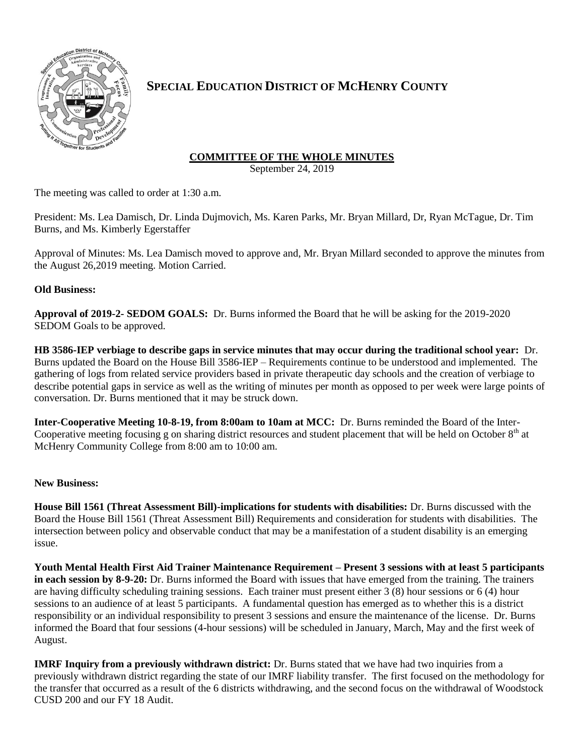# SPECIAL EDUCATION DISTRICT OF MCHENRY COUNTY

**COMMITTEE OF THE WHOLE MINUTES**
September 24, 2019

The meeting was called to order at 1:30 a.m.

President: Ms. Lea Damisch, Dr. Linda Dujmovich, Ms. Karen Parks, Mr. Bryan Millard, Dr, Ryan McTague, Dr. Tim Burns, and Ms. Kimberly Egerstaffer

Approval of Minutes: Ms. Lea Damisch moved to approve and, Mr. Bryan Millard seconded to approve the minutes from the August 26,2019 meeting. Motion Carried.

**Old Business:**

**Approval of 2019-2- SEDOM GOALS:** Dr. Burns informed the Board that he will be asking for the 2019-2020 SEDOM Goals to be approved.

**HB 3586-IEP verbiage to describe gaps in service minutes that may occur during the traditional school year:** Dr. Burns updated the Board on the House Bill 3586-IEP – Requirements continue to be understood and implemented. The gathering of logs from related service providers based in private therapeutic day schools and the creation of verbiage to describe potential gaps in service as well as the writing of minutes per month as opposed to per week were large points of conversation. Dr. Burns mentioned that it may be struck down.

**Inter-Cooperative Meeting 10-8-19, from 8:00am to 10am at MCC:** Dr. Burns reminded the Board of the Inter-Cooperative meeting focusing g on sharing district resources and student placement that will be held on October 8th at McHenry Community College from 8:00 am to 10:00 am.

**New Business:**

**House Bill 1561 (Threat Assessment Bill)-implications for students with disabilities:** Dr. Burns discussed with the Board the House Bill 1561 (Threat Assessment Bill) Requirements and consideration for students with disabilities. The intersection between policy and observable conduct that may be a manifestation of a student disability is an emerging issue.

**Youth Mental Health First Aid Trainer Maintenance Requirement – Present 3 sessions with at least 5 participants in each session by 8-9-20:** Dr. Burns informed the Board with issues that have emerged from the training. The trainers are having difficulty scheduling training sessions. Each trainer must present either 3 (8) hour sessions or 6 (4) hour sessions to an audience of at least 5 participants. A fundamental question has emerged as to whether this is a district responsibility or an individual responsibility to present 3 sessions and ensure the maintenance of the license. Dr. Burns informed the Board that four sessions (4-hour sessions) will be scheduled in January, March, May and the first week of August.

**IMRF Inquiry from a previously withdrawn district:** Dr. Burns stated that we have had two inquiries from a previously withdrawn district regarding the state of our IMRF liability transfer. The first focused on the methodology for the transfer that occurred as a result of the 6 districts withdrawing, and the second focus on the withdrawal of Woodstock CUSD 200 and our FY 18 Audit.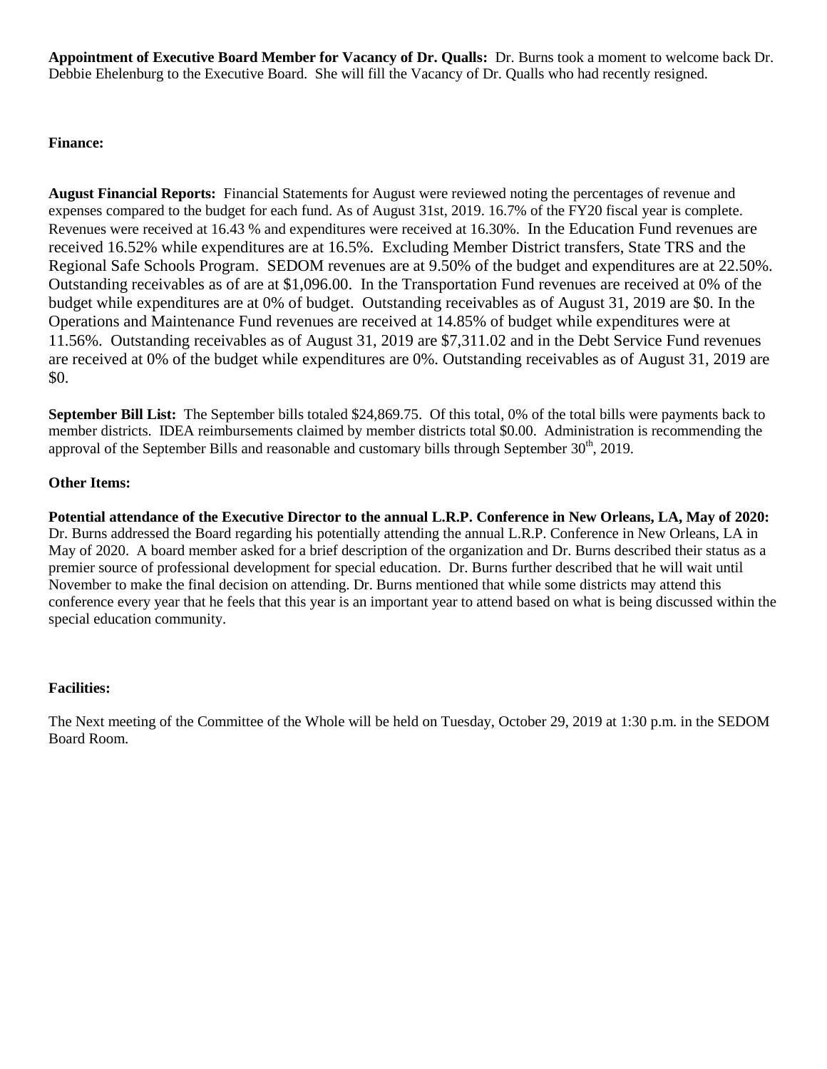**Appointment of Executive Board Member for Vacancy of Dr. Qualls:** Dr. Burns took a moment to welcome back Dr. Debbie Ehelenburg to the Executive Board. She will fill the Vacancy of Dr. Qualls who had recently resigned.

**Finance:**

**August Financial Reports:** Financial Statements for August were reviewed noting the percentages of revenue and expenses compared to the budget for each fund. As of August 31st, 2019. 16.7% of the FY20 fiscal year is complete. Revenues were received at 16.43 % and expenditures were received at 16.30%. In the Education Fund revenues are received 16.52% while expenditures are at 16.5%. Excluding Member District transfers, State TRS and the Regional Safe Schools Program. SEDOM revenues are at 9.50% of the budget and expenditures are at 22.50%. Outstanding receivables as of are at $1,096.00. In the Transportation Fund revenues are received at 0% of the budget while expenditures are at 0% of budget. Outstanding receivables as of August 31, 2019 are $0. In the Operations and Maintenance Fund revenues are received at 14.85% of budget while expenditures were at 11.56%. Outstanding receivables as of August 31, 2019 are $7,311.02 and in the Debt Service Fund revenues are received at 0% of the budget while expenditures are 0%. Outstanding receivables as of August 31, 2019 are $0.

**September Bill List:** The September bills totaled $24,869.75. Of this total, 0% of the total bills were payments back to member districts. IDEA reimbursements claimed by member districts total $0.00. Administration is recommending the approval of the September Bills and reasonable and customary bills through September 30th, 2019.

**Other Items:**

**Potential attendance of the Executive Director to the annual L.R.P. Conference in New Orleans, LA, May of 2020:** Dr. Burns addressed the Board regarding his potentially attending the annual L.R.P. Conference in New Orleans, LA in May of 2020. A board member asked for a brief description of the organization and Dr. Burns described their status as a premier source of professional development for special education. Dr. Burns further described that he will wait until November to make the final decision on attending. Dr. Burns mentioned that while some districts may attend this conference every year that he feels that this year is an important year to attend based on what is being discussed within the special education community.

**Facilities:**

The Next meeting of the Committee of the Whole will be held on Tuesday, October 29, 2019 at 1:30 p.m. in the SEDOM Board Room.